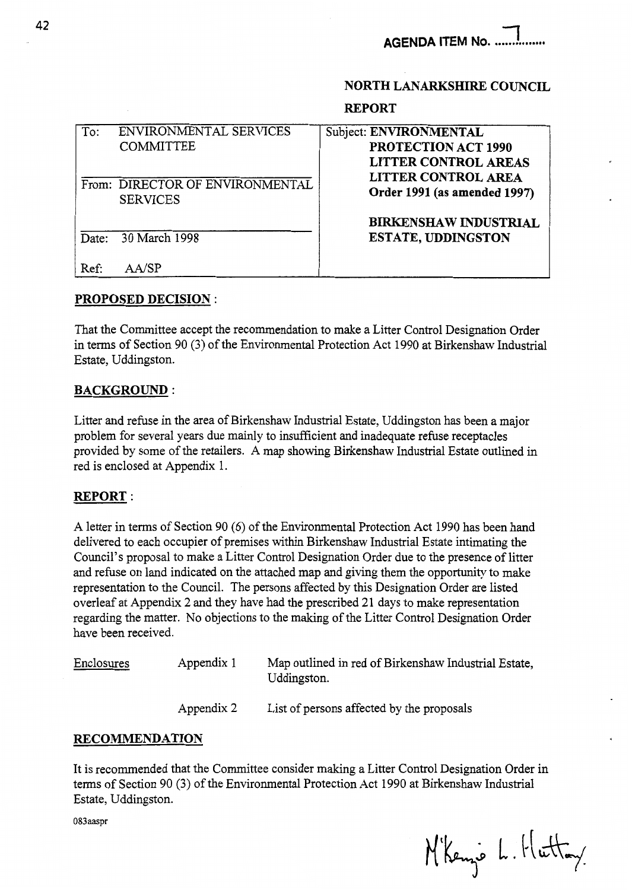**AGENDA ITEM No. 7**

**NORTH LANARKSHIRE COUNCIL**

**REPORT**

| To: ENVIRONMENTAL SERVICES COMMITTEE | Subject: **ENVIRONMENTAL PROTECTION ACT 1990 LITTER CONTROL AREAS LITTER CONTROL AREA Order 1991 (as amended 1997)** |
| --- | --- |
| From: DIRECTOR OF ENVIRONMENTAL SERVICES | **BIRKENSHAW INDUSTRIAL ESTATE, UDDINGSTON** |
| Date: 30 March 1998 | |
| Ref: AA/SP | |

## PROPOSED DECISION :

That the Committee accept the recommendation to make a Litter Control Designation Order in terms of Section 90 (3) of the Environmental Protection Act 1990 at Birkenshaw Industrial Estate, Uddingston.

## BACKGROUND :

Litter and refuse in the area of Birkenshaw Industrial Estate, Uddingston has been a major problem for several years due mainly to insufficient and inadequate refuse receptacles provided by some of the retailers. A map showing Birkenshaw Industrial Estate outlined in red is enclosed at Appendix 1.

## REPORT :

A letter in terms of Section 90 (6) of the Environmental Protection Act 1990 has been hand delivered to each occupier of premises within Birkenshaw Industrial Estate intimating the Council's proposal to make a Litter Control Designation Order due to the presence of litter and refuse on land indicated on the attached map and giving them the opportunity to make representation to the Council. The persons affected by this Designation Order are listed overleaf at Appendix 2 and they have had the prescribed 21 days to make representation regarding the matter. No objections to the making of the Litter Control Designation Order have been received.

| Enclosures | Appendix 1 | Map outlined in red of Birkenshaw Industrial Estate, Uddingston. |
| --- | --- | --- |
| | Appendix 2 | List of persons affected by the proposals |

## RECOMMENDATION

It is recommended that the Committee consider making a Litter Control Designation Order in terms of Section 90 (3) of the Environmental Protection Act 1990 at Birkenshaw Industrial Estate, Uddingston.

083aaspr

M'Kenzie L. Hattory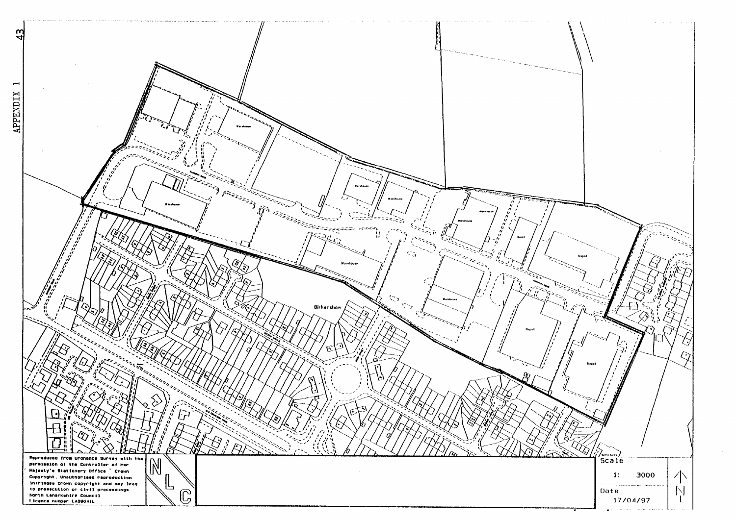APPENDIX 1

Warehouse

Warehouse

Warehouse

Warehouse

Warehouse

Warehouse

Warehouse

Depot

Depot

Warehouse

Depot

Depot

Birkenshaw

Reproduced from Ordnance Survey with the permission of the Controller of Her Majesty's Stationery Office © Crown Copyright. Unauthorised reproduction infringes Crown copyright and may lead to prosecution or civil proceedings. North Lanarkshire Council Licence number LA09041L

NLC

Scale

1: 3000

Date

17/04/97

N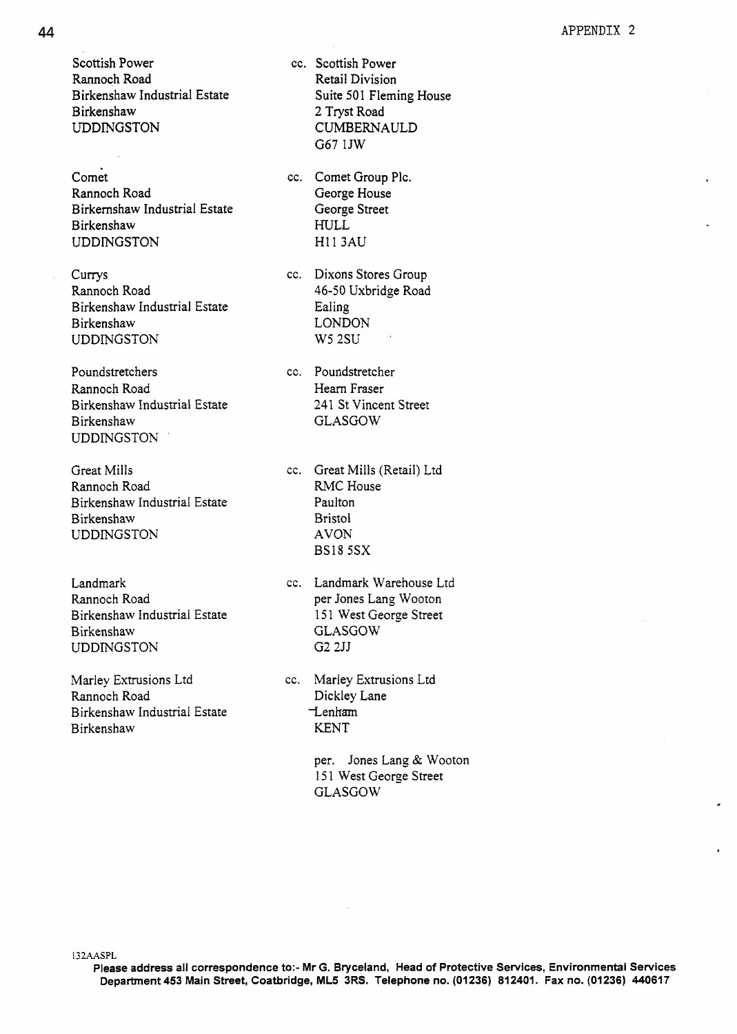APPENDIX 2

| | |
|---|---|
| Scottish Power<br>Rannoch Road<br>Birkenshaw Industrial Estate<br>Birkenshaw<br>UDDINGSTON | cc. Scottish Power<br>Retail Division<br>Suite 501 Fleming House<br>2 Tryst Road<br>CUMBERNAULD<br>G67 1JW |
| Comet<br>Rannoch Road<br>Birkernshaw Industrial Estate<br>Birkenshaw<br>UDDINGSTON | cc. Comet Group Plc.<br>George House<br>George Street<br>HULL<br>H11 3AU |
| Currys<br>Rannoch Road<br>Birkenshaw Industrial Estate<br>Birkenshaw<br>UDDINGSTON | cc. Dixons Stores Group<br>46-50 Uxbridge Road<br>Ealing<br>LONDON<br>W5 2SU |
| Poundstretchers<br>Rannoch Road<br>Birkenshaw Industrial Estate<br>Birkenshaw<br>UDDINGSTON | cc. Poundstretcher<br>Hearn Fraser<br>241 St Vincent Street<br>GLASGOW |
| Great Mills<br>Rannoch Road<br>Birkenshaw Industrial Estate<br>Birkenshaw<br>UDDINGSTON | cc. Great Mills (Retail) Ltd<br>RMC House<br>Paulton<br>Bristol<br>AVON<br>BS18 5SX |
| Landmark<br>Rannoch Road<br>Birkenshaw Industrial Estate<br>Birkenshaw<br>UDDINGSTON | cc. Landmark Warehouse Ltd<br>per Jones Lang Wooton<br>151 West George Street<br>GLASGOW<br>G2 2JJ |
| Marley Extrusions Ltd<br>Rannoch Road<br>Birkenshaw Industrial Estate<br>Birkenshaw | cc. Marley Extrusions Ltd<br>Dickley Lane<br>Lenham<br>KENT<br><br>per. Jones Lang & Wooton<br>151 West George Street<br>GLASGOW |

132AASPL

**Please address all correspondence to:- Mr G. Bryceland, Head of Protective Services, Environmental Services Department 453 Main Street, Coatbridge, ML5 3RS. Telephone no. (01236) 812401. Fax no. (01236) 440617**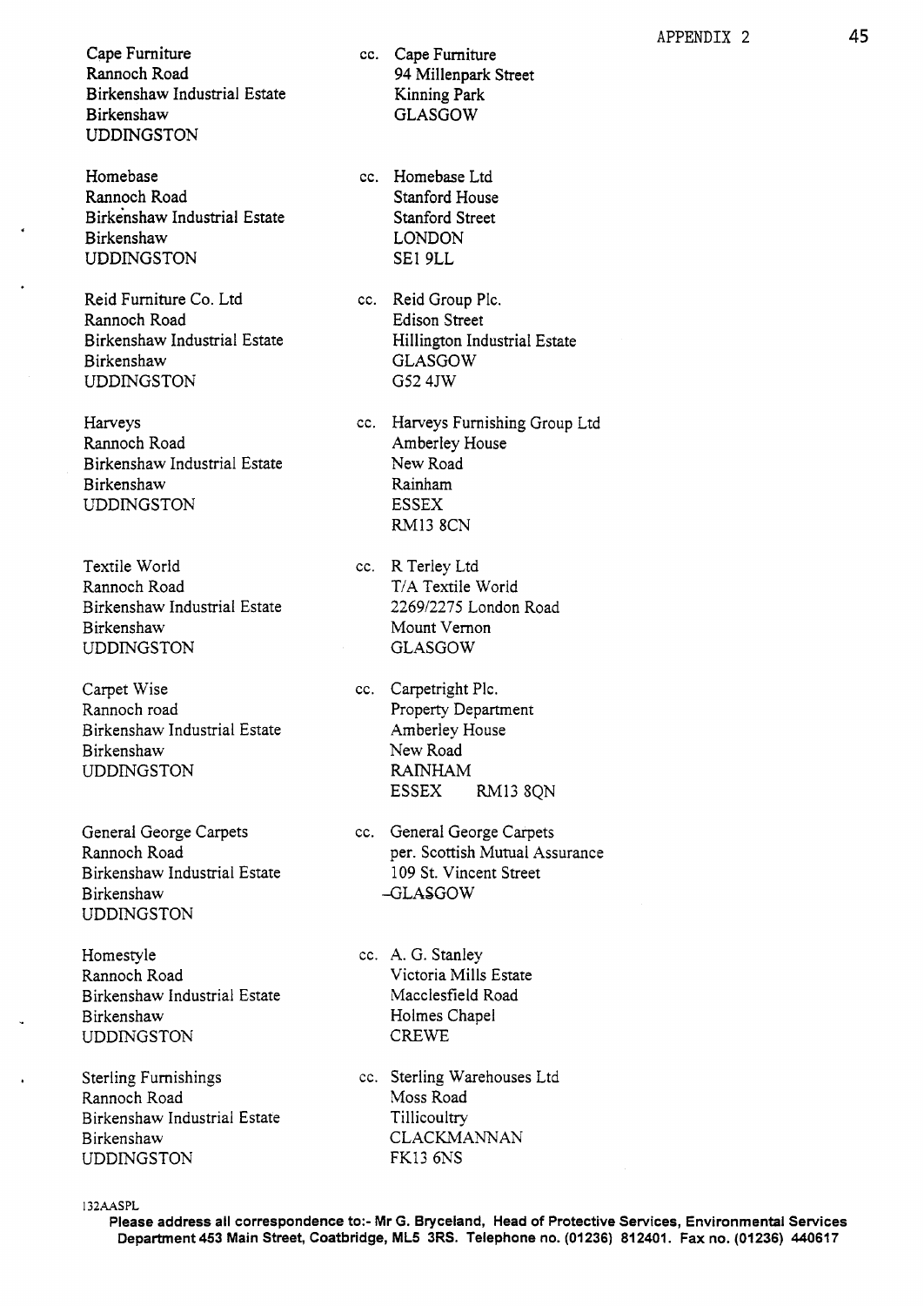APPENDIX 2

| | |
|---|---|
| Cape Furniture<br>Rannoch Road<br>Birkenshaw Industrial Estate<br>Birkenshaw<br>UDDINGSTON | cc. Cape Furniture<br>94 Millenpark Street<br>Kinning Park<br>GLASGOW |
| Homebase<br>Rannoch Road<br>Birkenshaw Industrial Estate<br>Birkenshaw<br>UDDINGSTON | cc. Homebase Ltd<br>Stanford House<br>Stanford Street<br>LONDON<br>SE1 9LL |
| Reid Furniture Co. Ltd<br>Rannoch Road<br>Birkenshaw Industrial Estate<br>Birkenshaw<br>UDDINGSTON | cc. Reid Group Plc.<br>Edison Street<br>Hillington Industrial Estate<br>GLASGOW<br>G52 4JW |
| Harveys<br>Rannoch Road<br>Birkenshaw Industrial Estate<br>Birkenshaw<br>UDDINGSTON | cc. Harveys Furnishing Group Ltd<br>Amberley House<br>New Road<br>Rainham<br>ESSEX<br>RM13 8CN |
| Textile World<br>Rannoch Road<br>Birkenshaw Industrial Estate<br>Birkenshaw<br>UDDINGSTON | cc. R Terley Ltd<br>T/A Textile World<br>2269/2275 London Road<br>Mount Vernon<br>GLASGOW |
| Carpet Wise<br>Rannoch road<br>Birkenshaw Industrial Estate<br>Birkenshaw<br>UDDINGSTON | cc. Carpetright Plc.<br>Property Department<br>Amberley House<br>New Road<br>RAINHAM<br>ESSEX RM13 8QN |
| General George Carpets<br>Rannoch Road<br>Birkenshaw Industrial Estate<br>Birkenshaw<br>UDDINGSTON | cc. General George Carpets<br>per. Scottish Mutual Assurance<br>109 St. Vincent Street<br>GLASGOW |
| Homestyle<br>Rannoch Road<br>Birkenshaw Industrial Estate<br>Birkenshaw<br>UDDINGSTON | cc. A. G. Stanley<br>Victoria Mills Estate<br>Macclesfield Road<br>Holmes Chapel<br>CREWE |
| Sterling Furnishings<br>Rannoch Road<br>Birkenshaw Industrial Estate<br>Birkenshaw<br>UDDINGSTON | cc. Sterling Warehouses Ltd<br>Moss Road<br>Tillicoultry<br>CLACKMANNAN<br>FK13 6NS |

132AASPL

**Please address all correspondence to:- Mr G. Bryceland, Head of Protective Services, Environmental Services Department 453 Main Street, Coatbridge, ML5 3RS. Telephone no. (01236) 812401. Fax no. (01236) 440617**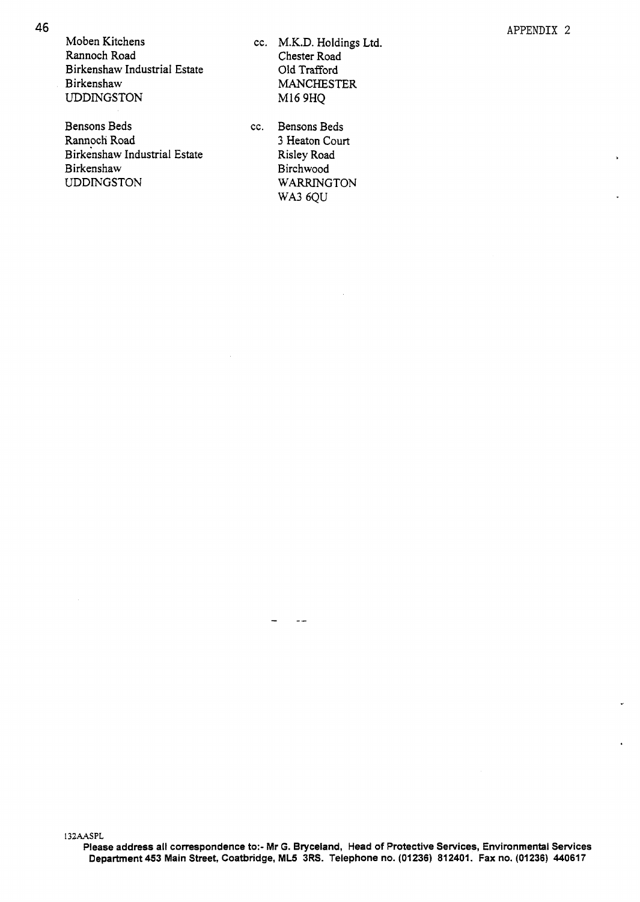APPENDIX 2

Moben Kitchens
Rannoch Road
Birkenshaw Industrial Estate
Birkenshaw
UDDINGSTON

cc. M.K.D. Holdings Ltd.
Chester Road
Old Trafford
MANCHESTER
M16 9HQ

Bensons Beds
Rannoch Road
Birkenshaw Industrial Estate
Birkenshaw
UDDINGSTON

cc. Bensons Beds
3 Heaton Court
Risley Road
Birchwood
WARRINGTON
WA3 6QU

132AASPL

**Please address all correspondence to:- Mr G. Bryceland, Head of Protective Services, Environmental Services Department 453 Main Street, Coatbridge, ML5 3RS. Telephone no. (01236) 812401. Fax no. (01236) 440617**